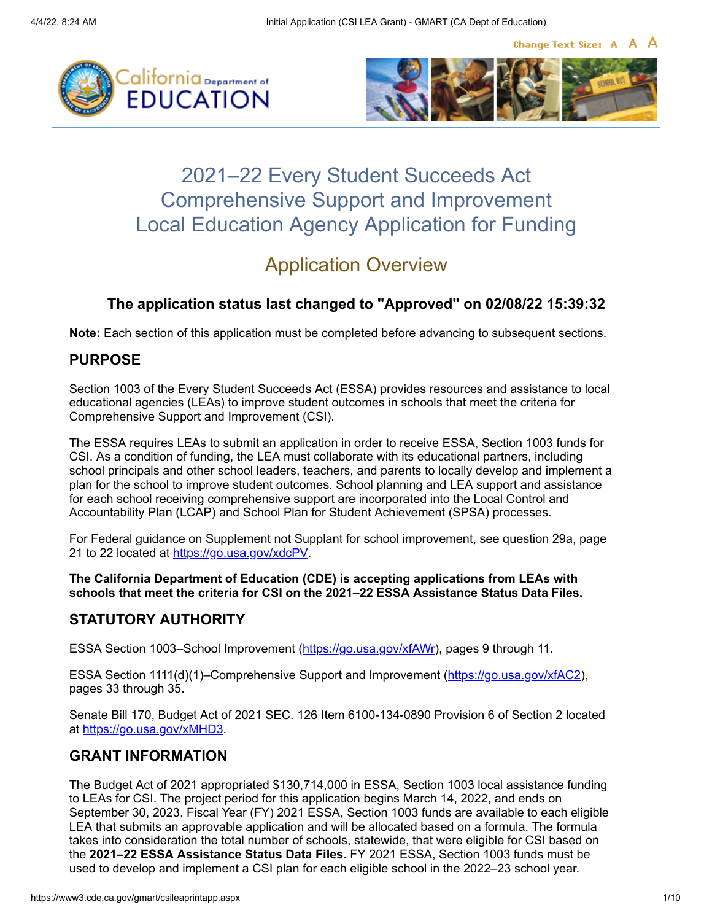# 2021–22 Every Student Succeeds Act Comprehensive Support and Improvement Local Education Agency Application for Funding

## Application Overview

### The application status last changed to "Approved" on 02/08/22 15:39:32

**Note:** Each section of this application must be completed before advancing to subsequent sections.

### PURPOSE

Section 1003 of the Every Student Succeeds Act (ESSA) provides resources and assistance to local educational agencies (LEAs) to improve student outcomes in schools that meet the criteria for Comprehensive Support and Improvement (CSI).

The ESSA requires LEAs to submit an application in order to receive ESSA, Section 1003 funds for CSI. As a condition of funding, the LEA must collaborate with its educational partners, including school principals and other school leaders, teachers, and parents to locally develop and implement a plan for the school to improve student outcomes. School planning and LEA support and assistance for each school receiving comprehensive support are incorporated into the Local Control and Accountability Plan (LCAP) and School Plan for Student Achievement (SPSA) processes.

For Federal guidance on Supplement not Supplant for school improvement, see question 29a, page 21 to 22 located at https://go.usa.gov/xdcPV.

**The California Department of Education (CDE) is accepting applications from LEAs with schools that meet the criteria for CSI on the 2021–22 ESSA Assistance Status Data Files.**

### STATUTORY AUTHORITY

ESSA Section 1003–School Improvement (https://go.usa.gov/xfAWr), pages 9 through 11.

ESSA Section 1111(d)(1)–Comprehensive Support and Improvement (https://go.usa.gov/xfAC2), pages 33 through 35.

Senate Bill 170, Budget Act of 2021 SEC. 126 Item 6100-134-0890 Provision 6 of Section 2 located at https://go.usa.gov/xMHD3.

### GRANT INFORMATION

The Budget Act of 2021 appropriated $130,714,000 in ESSA, Section 1003 local assistance funding to LEAs for CSI. The project period for this application begins March 14, 2022, and ends on September 30, 2023. Fiscal Year (FY) 2021 ESSA, Section 1003 funds are available to each eligible LEA that submits an approvable application and will be allocated based on a formula. The formula takes into consideration the total number of schools, statewide, that were eligible for CSI based on the **2021–22 ESSA Assistance Status Data Files**. FY 2021 ESSA, Section 1003 funds must be used to develop and implement a CSI plan for each eligible school in the 2022–23 school year.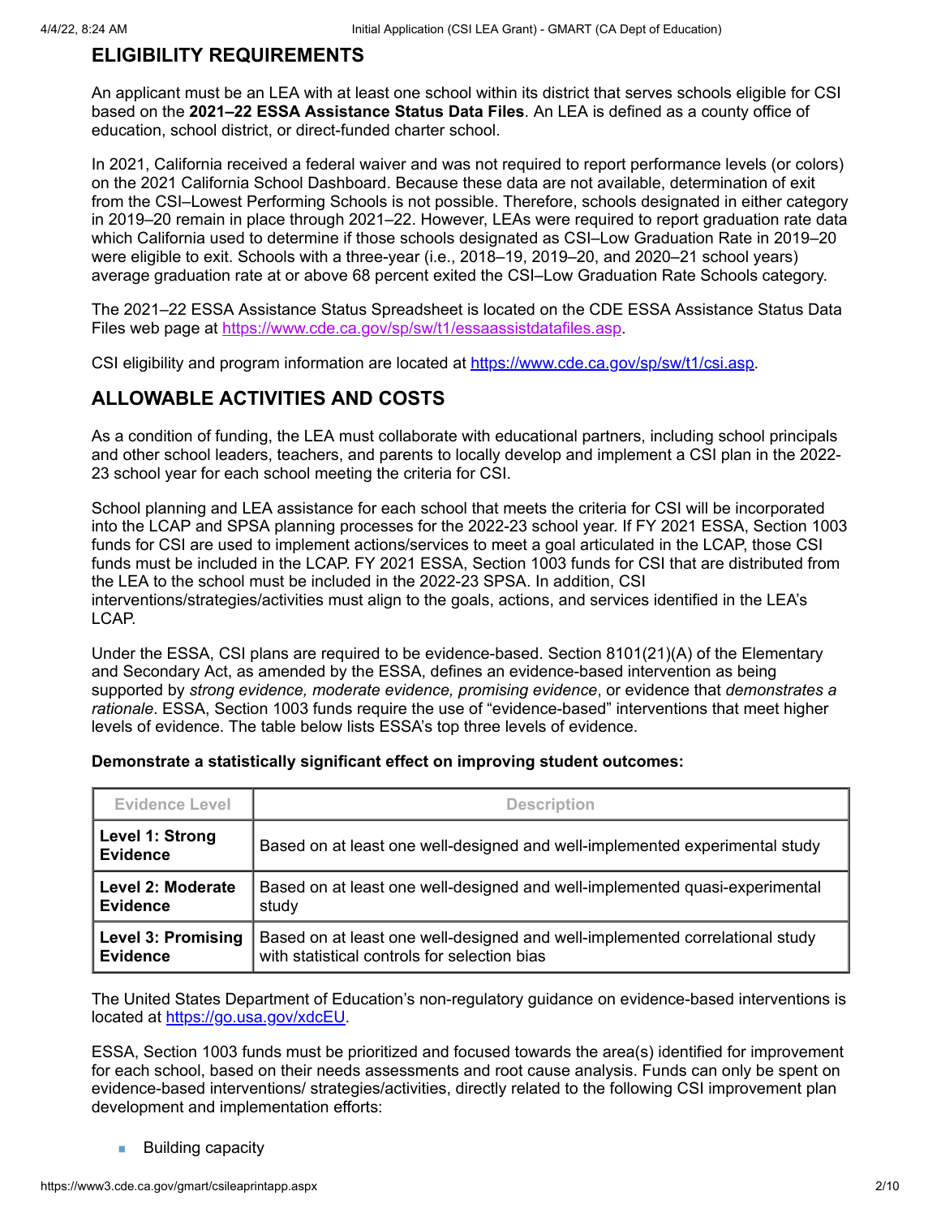## ELIGIBILITY REQUIREMENTS

An applicant must be an LEA with at least one school within its district that serves schools eligible for CSI based on the **2021–22 ESSA Assistance Status Data Files**. An LEA is defined as a county office of education, school district, or direct-funded charter school.

In 2021, California received a federal waiver and was not required to report performance levels (or colors) on the 2021 California School Dashboard. Because these data are not available, determination of exit from the CSI–Lowest Performing Schools is not possible. Therefore, schools designated in either category in 2019–20 remain in place through 2021–22. However, LEAs were required to report graduation rate data which California used to determine if those schools designated as CSI–Low Graduation Rate in 2019–20 were eligible to exit. Schools with a three-year (i.e., 2018–19, 2019–20, and 2020–21 school years) average graduation rate at or above 68 percent exited the CSI–Low Graduation Rate Schools category.

The 2021–22 ESSA Assistance Status Spreadsheet is located on the CDE ESSA Assistance Status Data Files web page at https://www.cde.ca.gov/sp/sw/t1/essaassistdatafiles.asp.

CSI eligibility and program information are located at https://www.cde.ca.gov/sp/sw/t1/csi.asp.

## ALLOWABLE ACTIVITIES AND COSTS

As a condition of funding, the LEA must collaborate with educational partners, including school principals and other school leaders, teachers, and parents to locally develop and implement a CSI plan in the 2022-23 school year for each school meeting the criteria for CSI.

School planning and LEA assistance for each school that meets the criteria for CSI will be incorporated into the LCAP and SPSA planning processes for the 2022-23 school year. If FY 2021 ESSA, Section 1003 funds for CSI are used to implement actions/services to meet a goal articulated in the LCAP, those CSI funds must be included in the LCAP. FY 2021 ESSA, Section 1003 funds for CSI that are distributed from the LEA to the school must be included in the 2022-23 SPSA. In addition, CSI interventions/strategies/activities must align to the goals, actions, and services identified in the LEA's LCAP.

Under the ESSA, CSI plans are required to be evidence-based. Section 8101(21)(A) of the Elementary and Secondary Act, as amended by the ESSA, defines an evidence-based intervention as being supported by *strong evidence, moderate evidence, promising evidence*, or evidence that *demonstrates a rationale*. ESSA, Section 1003 funds require the use of "evidence-based" interventions that meet higher levels of evidence. The table below lists ESSA's top three levels of evidence.

**Demonstrate a statistically significant effect on improving student outcomes:**

| Evidence Level | Description |
|---|---|
| **Level 1: Strong Evidence** | Based on at least one well-designed and well-implemented experimental study |
| **Level 2: Moderate Evidence** | Based on at least one well-designed and well-implemented quasi-experimental study |
| **Level 3: Promising Evidence** | Based on at least one well-designed and well-implemented correlational study with statistical controls for selection bias |

The United States Department of Education's non-regulatory guidance on evidence-based interventions is located at https://go.usa.gov/xdcEU.

ESSA, Section 1003 funds must be prioritized and focused towards the area(s) identified for improvement for each school, based on their needs assessments and root cause analysis. Funds can only be spent on evidence-based interventions/ strategies/activities, directly related to the following CSI improvement plan development and implementation efforts:

- Building capacity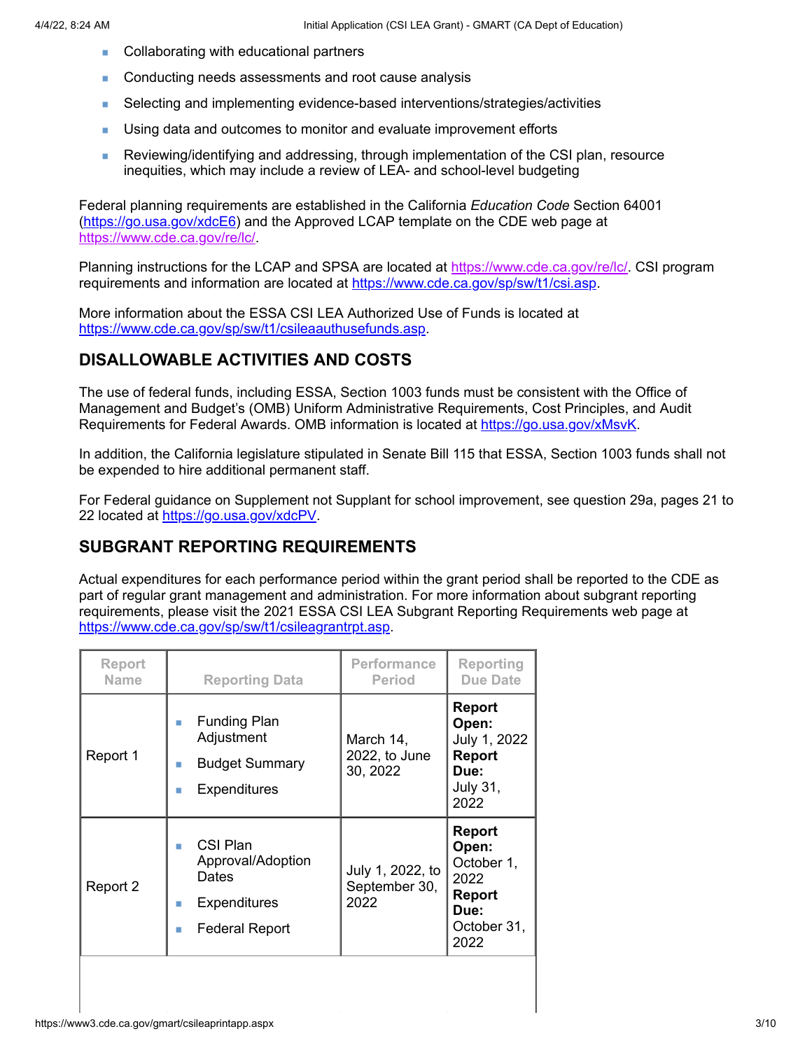- Collaborating with educational partners
- Conducting needs assessments and root cause analysis
- Selecting and implementing evidence-based interventions/strategies/activities
- Using data and outcomes to monitor and evaluate improvement efforts
- Reviewing/identifying and addressing, through implementation of the CSI plan, resource inequities, which may include a review of LEA- and school-level budgeting

Federal planning requirements are established in the California *Education Code* Section 64001 (https://go.usa.gov/xdcE6) and the Approved LCAP template on the CDE web page at https://www.cde.ca.gov/re/lc/.

Planning instructions for the LCAP and SPSA are located at https://www.cde.ca.gov/re/lc/. CSI program requirements and information are located at https://www.cde.ca.gov/sp/sw/t1/csi.asp.

More information about the ESSA CSI LEA Authorized Use of Funds is located at https://www.cde.ca.gov/sp/sw/t1/csileaauthusefunds.asp.

## DISALLOWABLE ACTIVITIES AND COSTS

The use of federal funds, including ESSA, Section 1003 funds must be consistent with the Office of Management and Budget's (OMB) Uniform Administrative Requirements, Cost Principles, and Audit Requirements for Federal Awards. OMB information is located at https://go.usa.gov/xMsvK.

In addition, the California legislature stipulated in Senate Bill 115 that ESSA, Section 1003 funds shall not be expended to hire additional permanent staff.

For Federal guidance on Supplement not Supplant for school improvement, see question 29a, pages 21 to 22 located at https://go.usa.gov/xdcPV.

## SUBGRANT REPORTING REQUIREMENTS

Actual expenditures for each performance period within the grant period shall be reported to the CDE as part of regular grant management and administration. For more information about subgrant reporting requirements, please visit the 2021 ESSA CSI LEA Subgrant Reporting Requirements web page at https://www.cde.ca.gov/sp/sw/t1/csileagrantrpt.asp.

| Report Name | Reporting Data | Performance Period | Reporting Due Date |
|---|---|---|---|
| Report 1 | - Funding Plan Adjustment<br>- Budget Summary<br>- Expenditures | March 14, 2022, to June 30, 2022 | **Report Open:** July 1, 2022 **Report Due:** July 31, 2022 |
| Report 2 | - CSI Plan Approval/Adoption Dates<br>- Expenditures<br>- Federal Report | July 1, 2022, to September 30, 2022 | **Report Open:** October 1, 2022 **Report Due:** October 31, 2022 |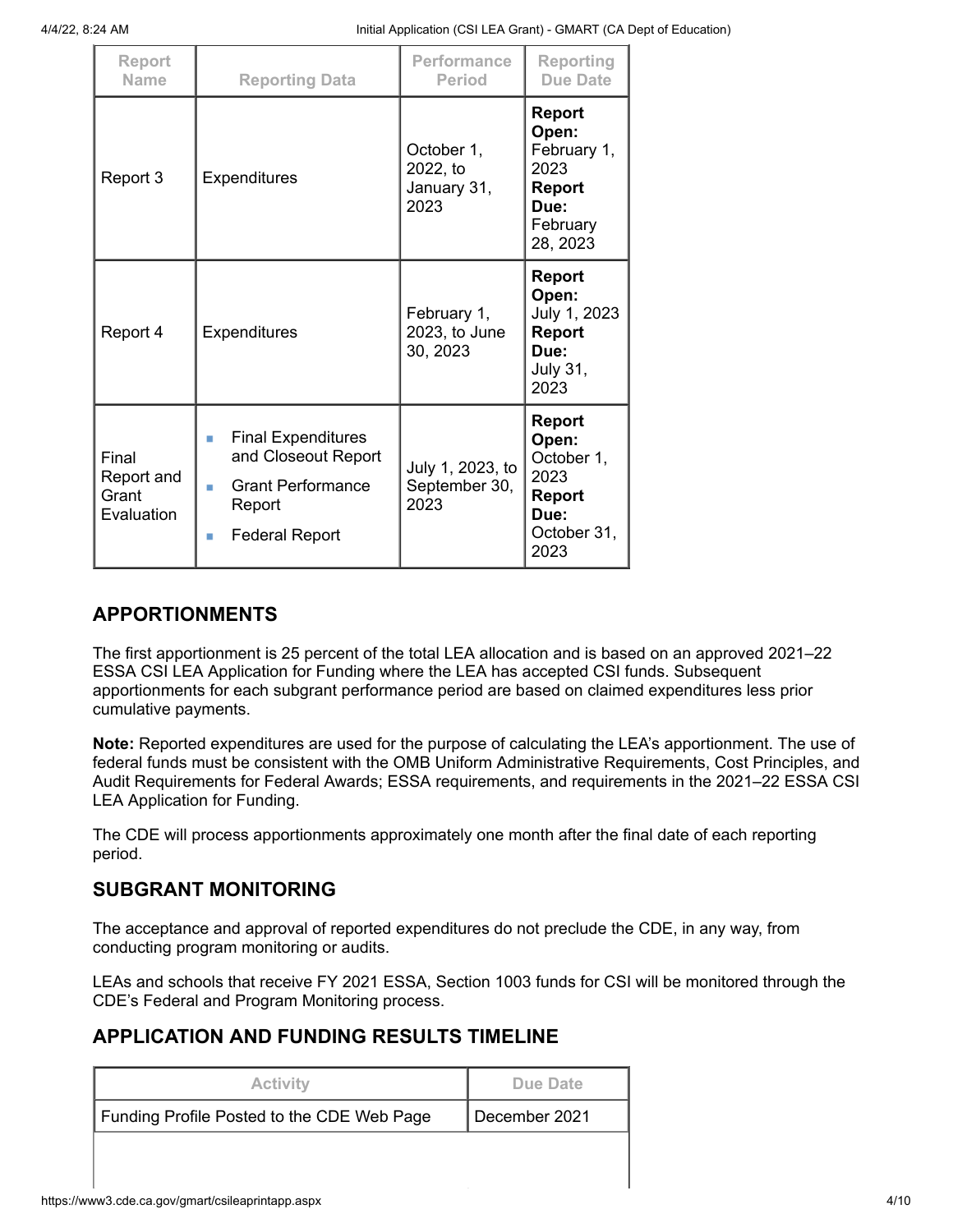| Report Name | Reporting Data | Performance Period | Reporting Due Date |
|---|---|---|---|
| Report 3 | Expenditures | October 1, 2022, to January 31, 2023 | **Report Open:** February 1, 2023 **Report Due:** February 28, 2023 |
| Report 4 | Expenditures | February 1, 2023, to June 30, 2023 | **Report Open:** July 1, 2023 **Report Due:** July 31, 2023 |
| Final Report and Grant Evaluation | - Final Expenditures and Closeout Report<br>- Grant Performance Report<br>- Federal Report | July 1, 2023, to September 30, 2023 | **Report Open:** October 1, 2023 **Report Due:** October 31, 2023 |

## APPORTIONMENTS

The first apportionment is 25 percent of the total LEA allocation and is based on an approved 2021–22 ESSA CSI LEA Application for Funding where the LEA has accepted CSI funds. Subsequent apportionments for each subgrant performance period are based on claimed expenditures less prior cumulative payments.

**Note:** Reported expenditures are used for the purpose of calculating the LEA's apportionment. The use of federal funds must be consistent with the OMB Uniform Administrative Requirements, Cost Principles, and Audit Requirements for Federal Awards; ESSA requirements, and requirements in the 2021–22 ESSA CSI LEA Application for Funding.

The CDE will process apportionments approximately one month after the final date of each reporting period.

## SUBGRANT MONITORING

The acceptance and approval of reported expenditures do not preclude the CDE, in any way, from conducting program monitoring or audits.

LEAs and schools that receive FY 2021 ESSA, Section 1003 funds for CSI will be monitored through the CDE's Federal and Program Monitoring process.

## APPLICATION AND FUNDING RESULTS TIMELINE

| Activity | Due Date |
|---|---|
| Funding Profile Posted to the CDE Web Page | December 2021 |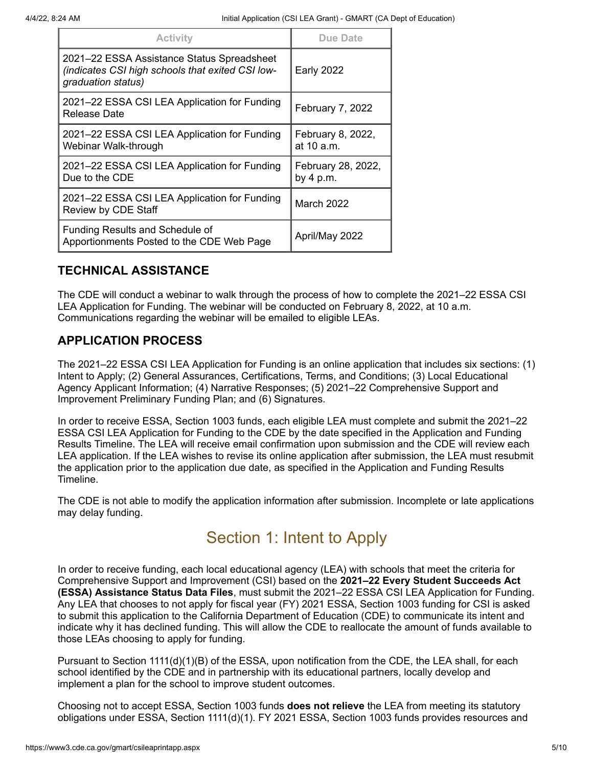| Activity | Due Date |
|---|---|
| 2021–22 ESSA Assistance Status Spreadsheet *(indicates CSI high schools that exited CSI low-graduation status)* | Early 2022 |
| 2021–22 ESSA CSI LEA Application for Funding Release Date | February 7, 2022 |
| 2021–22 ESSA CSI LEA Application for Funding Webinar Walk-through | February 8, 2022, at 10 a.m. |
| 2021–22 ESSA CSI LEA Application for Funding Due to the CDE | February 28, 2022, by 4 p.m. |
| 2021–22 ESSA CSI LEA Application for Funding Review by CDE Staff | March 2022 |
| Funding Results and Schedule of Apportionments Posted to the CDE Web Page | April/May 2022 |

### TECHNICAL ASSISTANCE

The CDE will conduct a webinar to walk through the process of how to complete the 2021–22 ESSA CSI LEA Application for Funding. The webinar will be conducted on February 8, 2022, at 10 a.m. Communications regarding the webinar will be emailed to eligible LEAs.

### APPLICATION PROCESS

The 2021–22 ESSA CSI LEA Application for Funding is an online application that includes six sections: (1) Intent to Apply; (2) General Assurances, Certifications, Terms, and Conditions; (3) Local Educational Agency Applicant Information; (4) Narrative Responses; (5) 2021–22 Comprehensive Support and Improvement Preliminary Funding Plan; and (6) Signatures.

In order to receive ESSA, Section 1003 funds, each eligible LEA must complete and submit the 2021–22 ESSA CSI LEA Application for Funding to the CDE by the date specified in the Application and Funding Results Timeline. The LEA will receive email confirmation upon submission and the CDE will review each LEA application. If the LEA wishes to revise its online application after submission, the LEA must resubmit the application prior to the application due date, as specified in the Application and Funding Results Timeline.

The CDE is not able to modify the application information after submission. Incomplete or late applications may delay funding.

## Section 1: Intent to Apply

In order to receive funding, each local educational agency (LEA) with schools that meet the criteria for Comprehensive Support and Improvement (CSI) based on the **2021–22 Every Student Succeeds Act (ESSA) Assistance Status Data Files**, must submit the 2021–22 ESSA CSI LEA Application for Funding. Any LEA that chooses to not apply for fiscal year (FY) 2021 ESSA, Section 1003 funding for CSI is asked to submit this application to the California Department of Education (CDE) to communicate its intent and indicate why it has declined funding. This will allow the CDE to reallocate the amount of funds available to those LEAs choosing to apply for funding.

Pursuant to Section 1111(d)(1)(B) of the ESSA, upon notification from the CDE, the LEA shall, for each school identified by the CDE and in partnership with its educational partners, locally develop and implement a plan for the school to improve student outcomes.

Choosing not to accept ESSA, Section 1003 funds **does not relieve** the LEA from meeting its statutory obligations under ESSA, Section 1111(d)(1). FY 2021 ESSA, Section 1003 funds provides resources and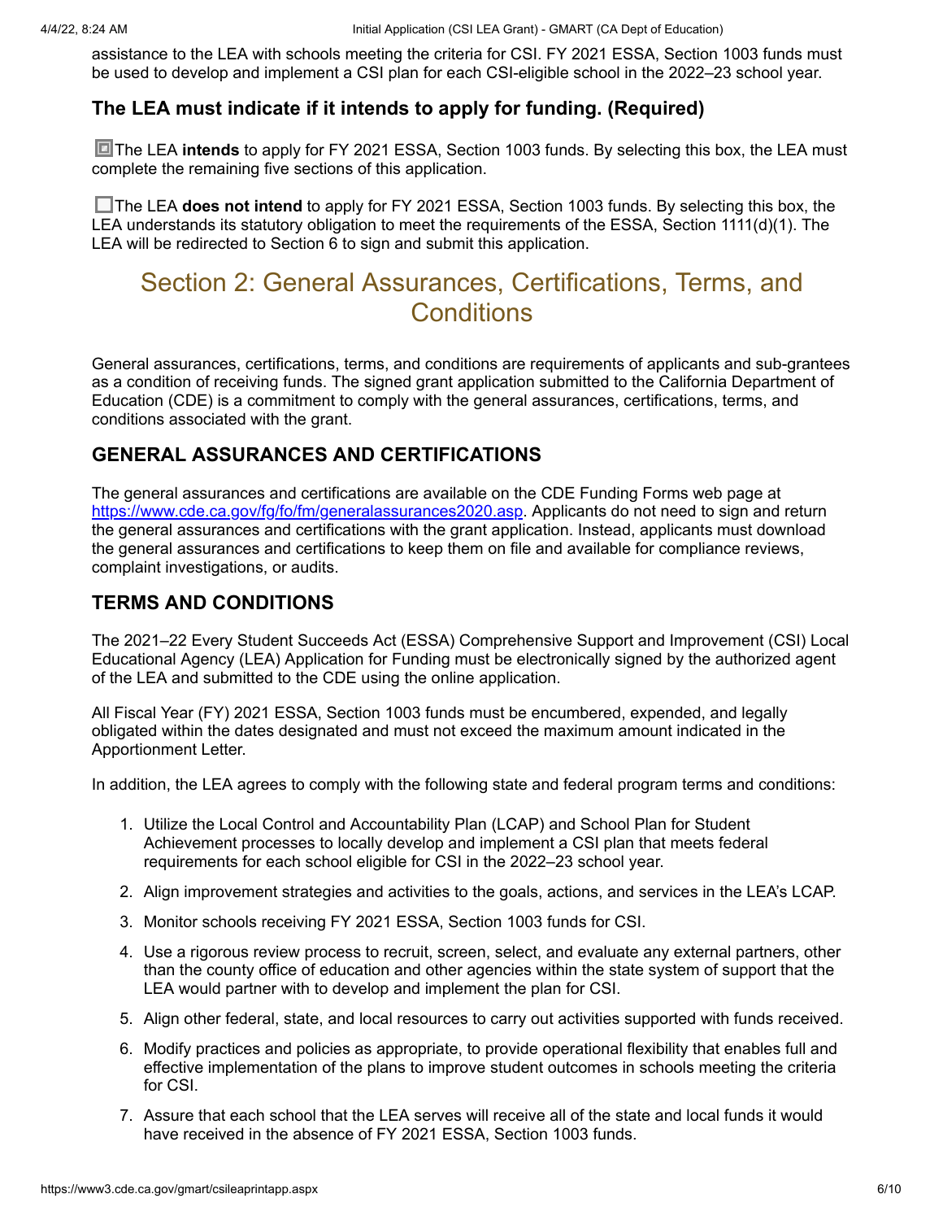assistance to the LEA with schools meeting the criteria for CSI. FY 2021 ESSA, Section 1003 funds must be used to develop and implement a CSI plan for each CSI-eligible school in the 2022–23 school year.

### The LEA must indicate if it intends to apply for funding. (Required)

☒ The LEA **intends** to apply for FY 2021 ESSA, Section 1003 funds. By selecting this box, the LEA must complete the remaining five sections of this application.

☐ The LEA **does not intend** to apply for FY 2021 ESSA, Section 1003 funds. By selecting this box, the LEA understands its statutory obligation to meet the requirements of the ESSA, Section 1111(d)(1). The LEA will be redirected to Section 6 to sign and submit this application.

## Section 2: General Assurances, Certifications, Terms, and Conditions

General assurances, certifications, terms, and conditions are requirements of applicants and sub-grantees as a condition of receiving funds. The signed grant application submitted to the California Department of Education (CDE) is a commitment to comply with the general assurances, certifications, terms, and conditions associated with the grant.

### GENERAL ASSURANCES AND CERTIFICATIONS

The general assurances and certifications are available on the CDE Funding Forms web page at https://www.cde.ca.gov/fg/fo/fm/generalassurances2020.asp. Applicants do not need to sign and return the general assurances and certifications with the grant application. Instead, applicants must download the general assurances and certifications to keep them on file and available for compliance reviews, complaint investigations, or audits.

### TERMS AND CONDITIONS

The 2021–22 Every Student Succeeds Act (ESSA) Comprehensive Support and Improvement (CSI) Local Educational Agency (LEA) Application for Funding must be electronically signed by the authorized agent of the LEA and submitted to the CDE using the online application.

All Fiscal Year (FY) 2021 ESSA, Section 1003 funds must be encumbered, expended, and legally obligated within the dates designated and must not exceed the maximum amount indicated in the Apportionment Letter.

In addition, the LEA agrees to comply with the following state and federal program terms and conditions:

1. Utilize the Local Control and Accountability Plan (LCAP) and School Plan for Student Achievement processes to locally develop and implement a CSI plan that meets federal requirements for each school eligible for CSI in the 2022–23 school year.
2. Align improvement strategies and activities to the goals, actions, and services in the LEA's LCAP.
3. Monitor schools receiving FY 2021 ESSA, Section 1003 funds for CSI.
4. Use a rigorous review process to recruit, screen, select, and evaluate any external partners, other than the county office of education and other agencies within the state system of support that the LEA would partner with to develop and implement the plan for CSI.
5. Align other federal, state, and local resources to carry out activities supported with funds received.
6. Modify practices and policies as appropriate, to provide operational flexibility that enables full and effective implementation of the plans to improve student outcomes in schools meeting the criteria for CSI.
7. Assure that each school that the LEA serves will receive all of the state and local funds it would have received in the absence of FY 2021 ESSA, Section 1003 funds.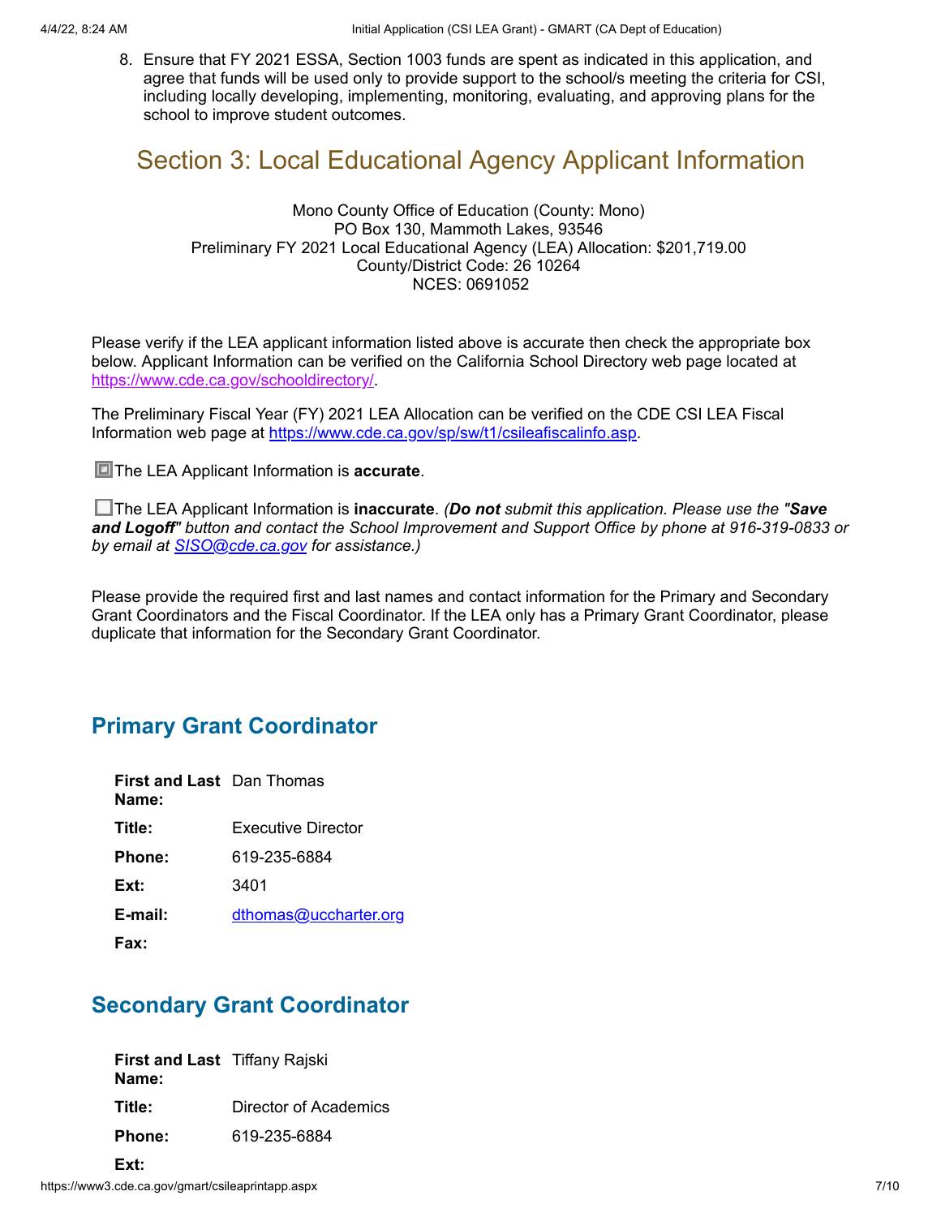8. Ensure that FY 2021 ESSA, Section 1003 funds are spent as indicated in this application, and agree that funds will be used only to provide support to the school/s meeting the criteria for CSI, including locally developing, implementing, monitoring, evaluating, and approving plans for the school to improve student outcomes.

## Section 3: Local Educational Agency Applicant Information

Mono County Office of Education (County: Mono)
PO Box 130, Mammoth Lakes, 93546
Preliminary FY 2021 Local Educational Agency (LEA) Allocation: $201,719.00
County/District Code: 26 10264
NCES: 0691052

Please verify if the LEA applicant information listed above is accurate then check the appropriate box below. Applicant Information can be verified on the California School Directory web page located at https://www.cde.ca.gov/schooldirectory/.

The Preliminary Fiscal Year (FY) 2021 LEA Allocation can be verified on the CDE CSI LEA Fiscal Information web page at https://www.cde.ca.gov/sp/sw/t1/csileafiscalinfo.asp.

- [x] The LEA Applicant Information is **accurate**.

- [ ] The LEA Applicant Information is **inaccurate**. *(**Do not** submit this application. Please use the "**Save and Logoff**" button and contact the School Improvement and Support Office by phone at 916-319-0833 or by email at SISO@cde.ca.gov for assistance.)*

Please provide the required first and last names and contact information for the Primary and Secondary Grant Coordinators and the Fiscal Coordinator. If the LEA only has a Primary Grant Coordinator, please duplicate that information for the Secondary Grant Coordinator.

### Primary Grant Coordinator

| | |
|---|---|
| **First and Last Name:** | Dan Thomas |
| **Title:** | Executive Director |
| **Phone:** | 619-235-6884 |
| **Ext:** | 3401 |
| **E-mail:** | dthomas@uccharter.org |
| **Fax:** | |

### Secondary Grant Coordinator

| | |
|---|---|
| **First and Last Name:** | Tiffany Rajski |
| **Title:** | Director of Academics |
| **Phone:** | 619-235-6884 |
| **Ext:** | |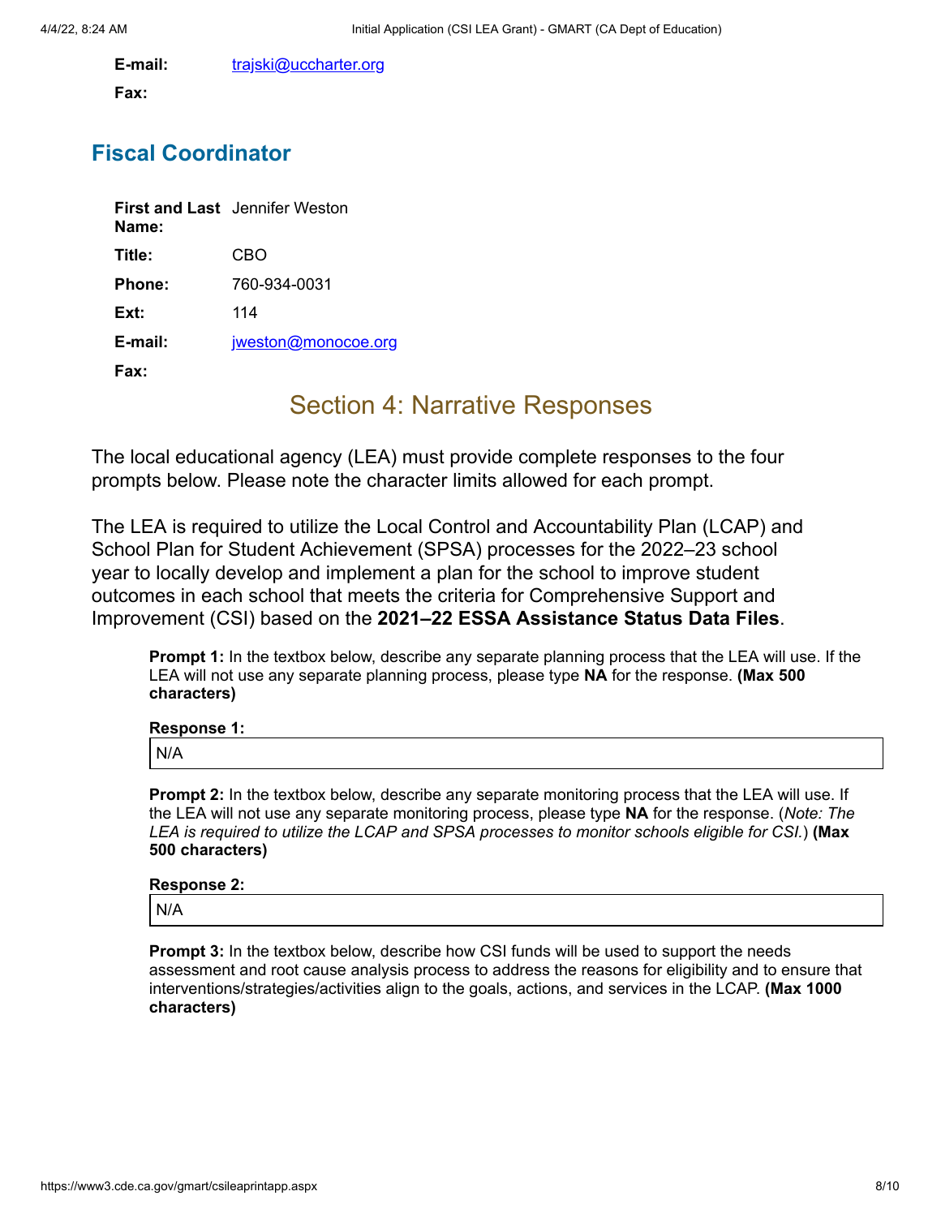**E-mail:** trajski@uccharter.org

**Fax:**

## Fiscal Coordinator

| | |
|---|---|
| **First and Last Name:** | Jennifer Weston |
| **Title:** | CBO |
| **Phone:** | 760-934-0031 |
| **Ext:** | 114 |
| **E-mail:** | jweston@monocoe.org |
| **Fax:** | |

# Section 4: Narrative Responses

The local educational agency (LEA) must provide complete responses to the four prompts below. Please note the character limits allowed for each prompt.

The LEA is required to utilize the Local Control and Accountability Plan (LCAP) and School Plan for Student Achievement (SPSA) processes for the 2022–23 school year to locally develop and implement a plan for the school to improve student outcomes in each school that meets the criteria for Comprehensive Support and Improvement (CSI) based on the **2021–22 ESSA Assistance Status Data Files**.

**Prompt 1:** In the textbox below, describe any separate planning process that the LEA will use. If the LEA will not use any separate planning process, please type **NA** for the response. **(Max 500 characters)**

**Response 1:**

N/A

**Prompt 2:** In the textbox below, describe any separate monitoring process that the LEA will use. If the LEA will not use any separate monitoring process, please type **NA** for the response. (*Note: The LEA is required to utilize the LCAP and SPSA processes to monitor schools eligible for CSI.*) **(Max 500 characters)**

**Response 2:**

N/A

**Prompt 3:** In the textbox below, describe how CSI funds will be used to support the needs assessment and root cause analysis process to address the reasons for eligibility and to ensure that interventions/strategies/activities align to the goals, actions, and services in the LCAP. **(Max 1000 characters)**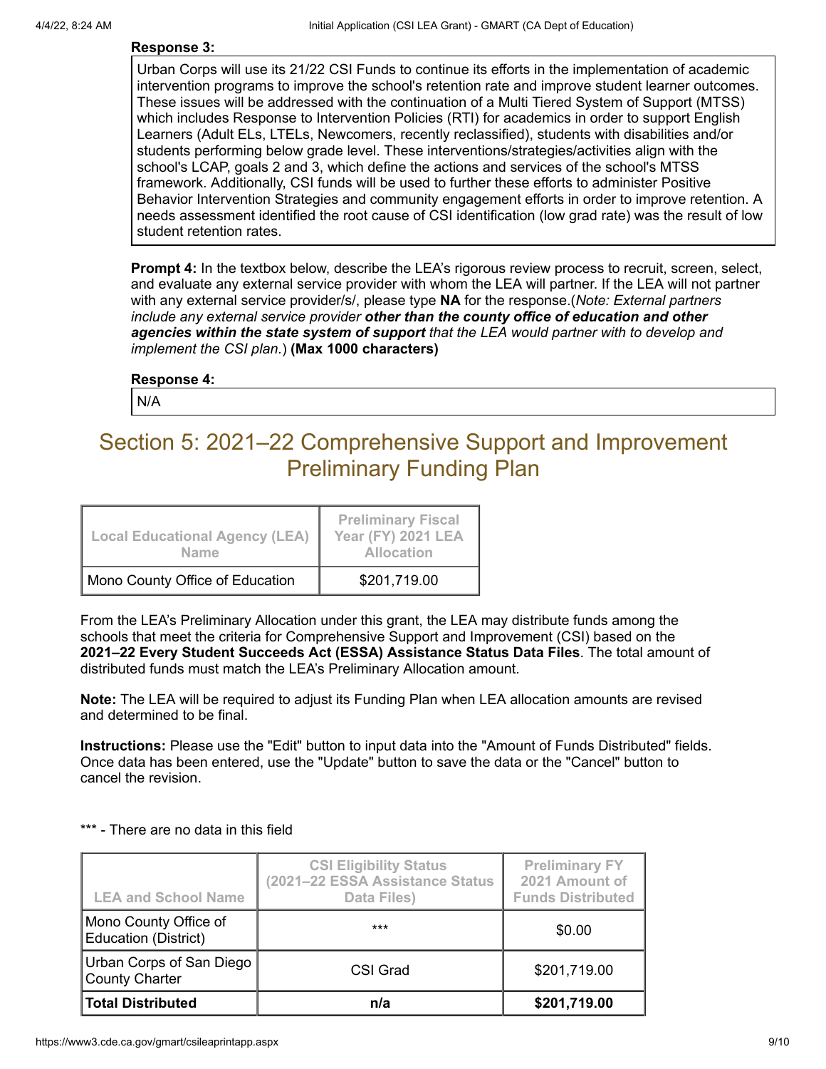**Response 3:**

Urban Corps will use its 21/22 CSI Funds to continue its efforts in the implementation of academic intervention programs to improve the school's retention rate and improve student learner outcomes. These issues will be addressed with the continuation of a Multi Tiered System of Support (MTSS) which includes Response to Intervention Policies (RTI) for academics in order to support English Learners (Adult ELs, LTELs, Newcomers, recently reclassified), students with disabilities and/or students performing below grade level. These interventions/strategies/activities align with the school's LCAP, goals 2 and 3, which define the actions and services of the school's MTSS framework. Additionally, CSI funds will be used to further these efforts to administer Positive Behavior Intervention Strategies and community engagement efforts in order to improve retention. A needs assessment identified the root cause of CSI identification (low grad rate) was the result of low student retention rates.

**Prompt 4:** In the textbox below, describe the LEA's rigorous review process to recruit, screen, select, and evaluate any external service provider with whom the LEA will partner. If the LEA will not partner with any external service provider/s/, please type **NA** for the response.(*Note: External partners include any external service provider* ***other than the county office of education and other agencies within the state system of support*** *that the LEA would partner with to develop and implement the CSI plan.*) **(Max 1000 characters)**

**Response 4:**

N/A

## Section 5: 2021–22 Comprehensive Support and Improvement Preliminary Funding Plan

| Local Educational Agency (LEA) Name | Preliminary Fiscal Year (FY) 2021 LEA Allocation |
|---|---|
| Mono County Office of Education | $201,719.00 |

From the LEA's Preliminary Allocation under this grant, the LEA may distribute funds among the schools that meet the criteria for Comprehensive Support and Improvement (CSI) based on the **2021–22 Every Student Succeeds Act (ESSA) Assistance Status Data Files**. The total amount of distributed funds must match the LEA's Preliminary Allocation amount.

**Note:** The LEA will be required to adjust its Funding Plan when LEA allocation amounts are revised and determined to be final.

**Instructions:** Please use the "Edit" button to input data into the "Amount of Funds Distributed" fields. Once data has been entered, use the "Update" button to save the data or the "Cancel" button to cancel the revision.

*** - There are no data in this field

| LEA and School Name | CSI Eligibility Status (2021–22 ESSA Assistance Status Data Files) | Preliminary FY 2021 Amount of Funds Distributed |
|---|---|---|
| Mono County Office of Education (District) | *** | $0.00 |
| Urban Corps of San Diego County Charter | CSI Grad | $201,719.00 |
| **Total Distributed** | **n/a** | **$201,719.00** |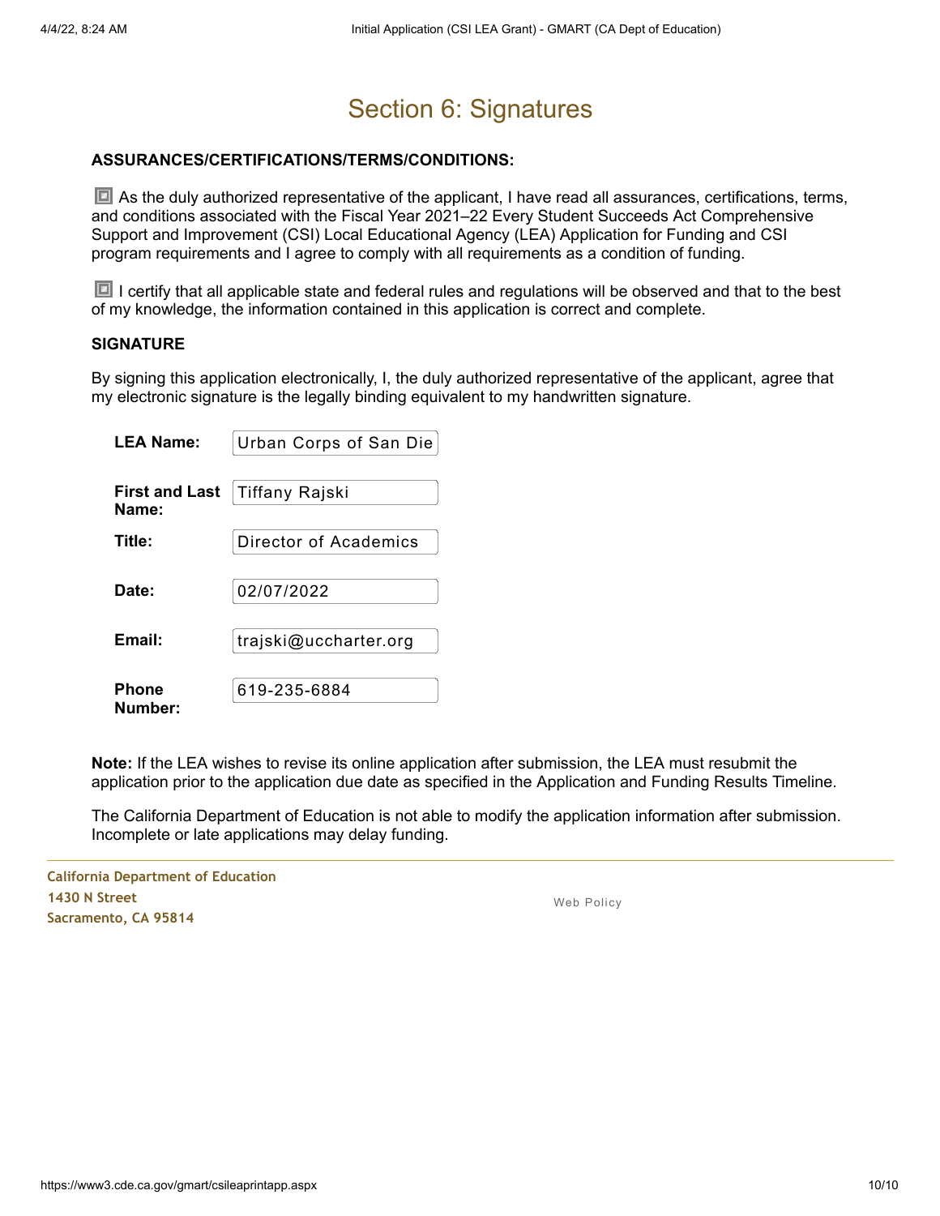# Section 6: Signatures

**ASSURANCES/CERTIFICATIONS/TERMS/CONDITIONS:**

☒ As the duly authorized representative of the applicant, I have read all assurances, certifications, terms, and conditions associated with the Fiscal Year 2021–22 Every Student Succeeds Act Comprehensive Support and Improvement (CSI) Local Educational Agency (LEA) Application for Funding and CSI program requirements and I agree to comply with all requirements as a condition of funding.

☒ I certify that all applicable state and federal rules and regulations will be observed and that to the best of my knowledge, the information contained in this application is correct and complete.

**SIGNATURE**

By signing this application electronically, I, the duly authorized representative of the applicant, agree that my electronic signature is the legally binding equivalent to my handwritten signature.

| | |
|---|---|
| **LEA Name:** | Urban Corps of San Die |
| **First and Last Name:** | Tiffany Rajski |
| **Title:** | Director of Academics |
| **Date:** | 02/07/2022 |
| **Email:** | trajski@uccharter.org |
| **Phone Number:** | 619-235-6884 |

**Note:** If the LEA wishes to revise its online application after submission, the LEA must resubmit the application prior to the application due date as specified in the Application and Funding Results Timeline.

The California Department of Education is not able to modify the application information after submission. Incomplete or late applications may delay funding.

**California Department of Education**
**1430 N Street**
**Sacramento, CA 95814**

Web Policy